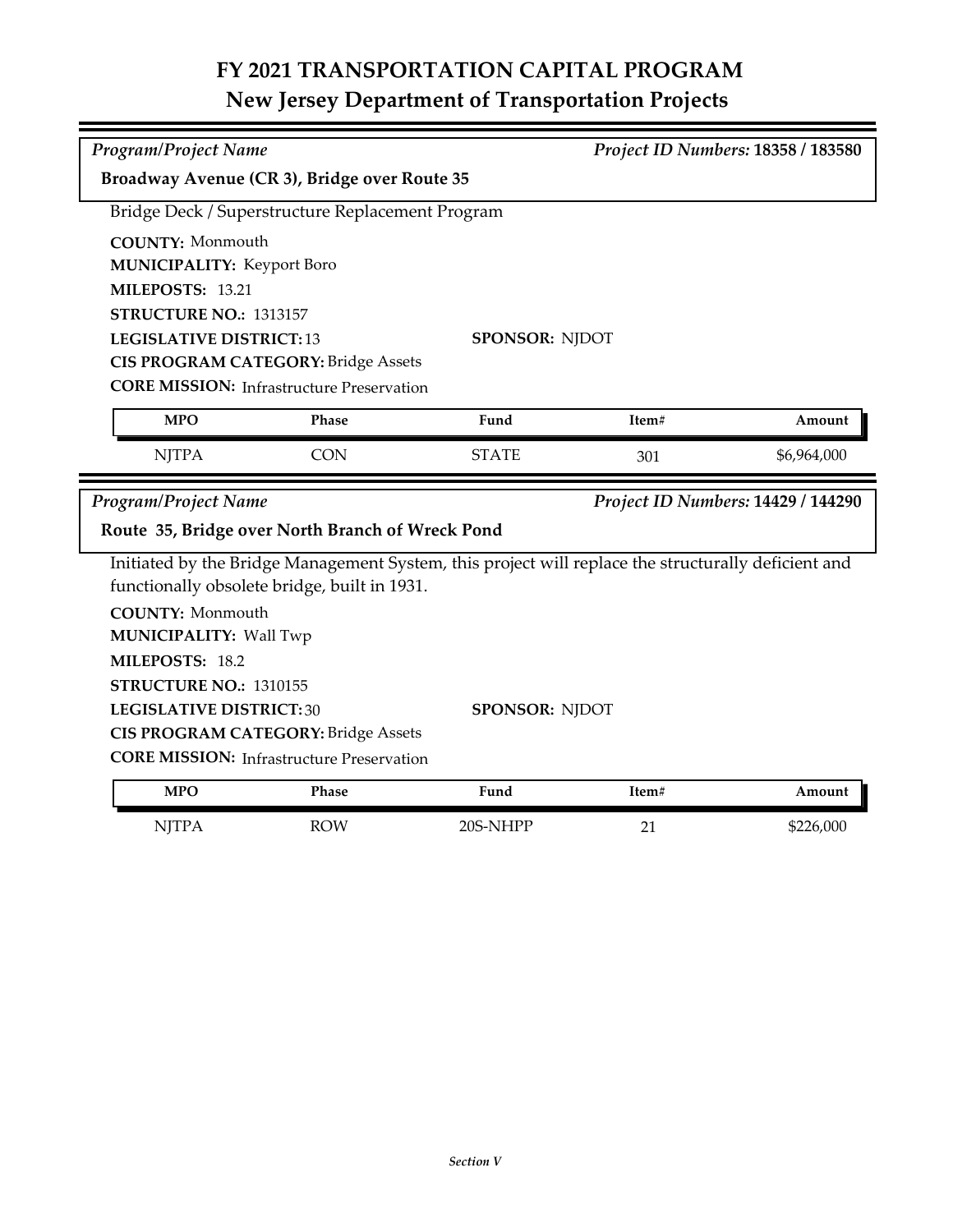# FY 2021 TRANSPORTATION CAPITAL PROGRAM
## New Jersey Department of Transportation Projects

*Program/Project Name* *Project ID Numbers:* **18358 / 183580**

**Broadway Avenue (CR 3), Bridge over Route 35**

Bridge Deck / Superstructure Replacement Program

**COUNTY:** Monmouth
**MUNICIPALITY:** Keyport Boro
**MILEPOSTS:** 13.21
**STRUCTURE NO.:** 1313157
**LEGISLATIVE DISTRICT:** 13
**SPONSOR:** NJDOT
**CIS PROGRAM CATEGORY:** Bridge Assets
**CORE MISSION:** Infrastructure Preservation

| MPO | Phase | Fund | Item# | Amount |
|---|---|---|---|---|
| NJTPA | CON | STATE | 301 | $6,964,000 |

*Program/Project Name* *Project ID Numbers:* **14429 / 144290**

**Route 35, Bridge over North Branch of Wreck Pond**

Initiated by the Bridge Management System, this project will replace the structurally deficient and functionally obsolete bridge, built in 1931.

**COUNTY:** Monmouth
**MUNICIPALITY:** Wall Twp
**MILEPOSTS:** 18.2
**STRUCTURE NO.:** 1310155
**LEGISLATIVE DISTRICT:** 30
**SPONSOR:** NJDOT
**CIS PROGRAM CATEGORY:** Bridge Assets
**CORE MISSION:** Infrastructure Preservation

| MPO | Phase | Fund | Item# | Amount |
|---|---|---|---|---|
| NJTPA | ROW | 20S-NHPP | 21 | $226,000 |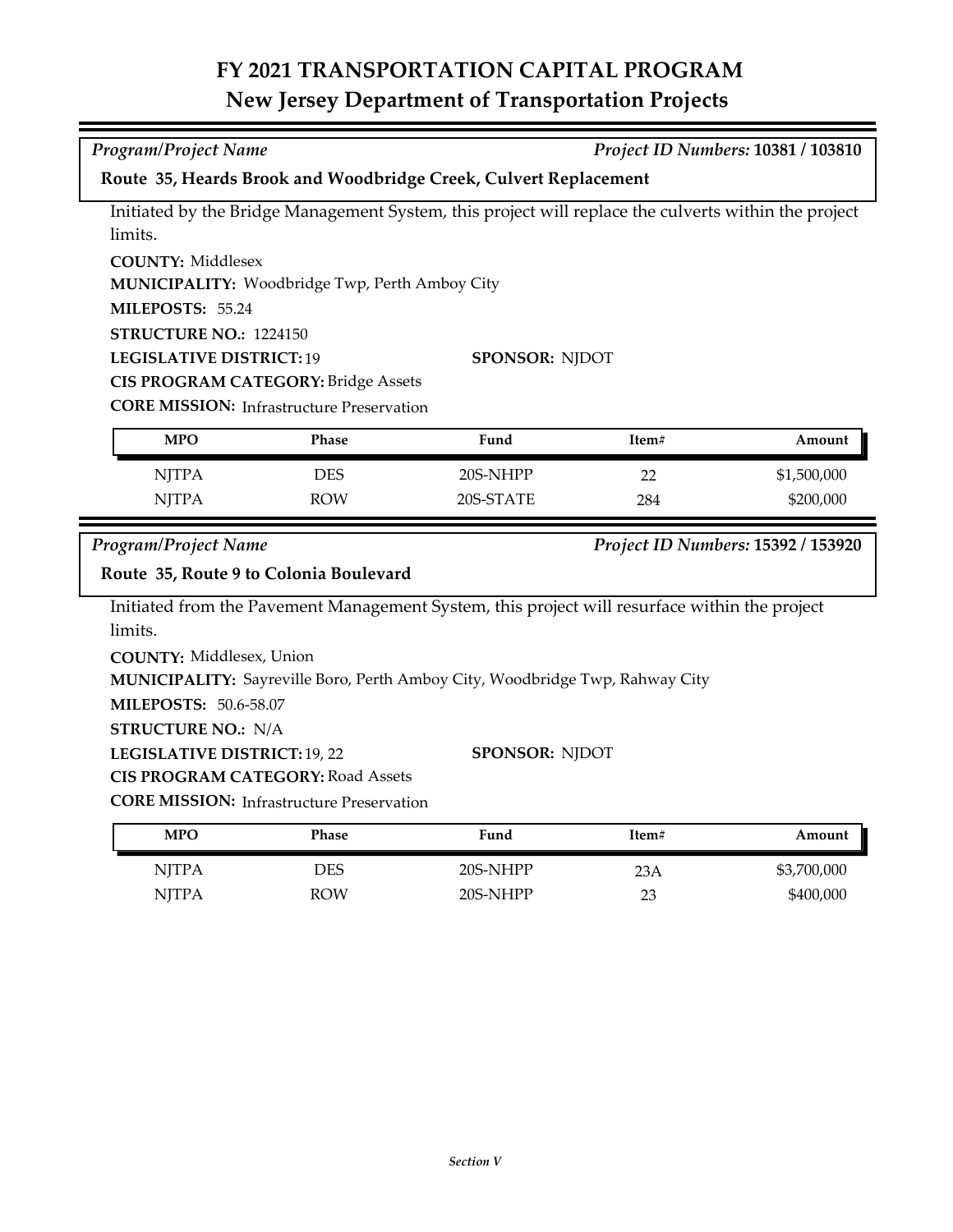# FY 2021 TRANSPORTATION CAPITAL PROGRAM
## New Jersey Department of Transportation Projects

*Program/Project Name* — *Project ID Numbers:* **10381 / 103810**

**Route 35, Heards Brook and Woodbridge Creek, Culvert Replacement**

Initiated by the Bridge Management System, this project will replace the culverts within the project limits.

**COUNTY:** Middlesex
**MUNICIPALITY:** Woodbridge Twp, Perth Amboy City
**MILEPOSTS:** 55.24
**STRUCTURE NO.:** 1224150
**LEGISLATIVE DISTRICT:** 19
**SPONSOR:** NJDOT
**CIS PROGRAM CATEGORY:** Bridge Assets
**CORE MISSION:** Infrastructure Preservation

| MPO | Phase | Fund | Item# | Amount |
|---|---|---|---|---|
| NJTPA | DES | 20S-NHPP | 22 | $1,500,000 |
| NJTPA | ROW | 20S-STATE | 284 | $200,000 |

*Program/Project Name* — *Project ID Numbers:* **15392 / 153920**

**Route 35, Route 9 to Colonia Boulevard**

Initiated from the Pavement Management System, this project will resurface within the project limits.

**COUNTY:** Middlesex, Union
**MUNICIPALITY:** Sayreville Boro, Perth Amboy City, Woodbridge Twp, Rahway City
**MILEPOSTS:** 50.6-58.07
**STRUCTURE NO.:** N/A
**LEGISLATIVE DISTRICT:** 19, 22
**SPONSOR:** NJDOT
**CIS PROGRAM CATEGORY:** Road Assets
**CORE MISSION:** Infrastructure Preservation

| MPO | Phase | Fund | Item# | Amount |
|---|---|---|---|---|
| NJTPA | DES | 20S-NHPP | 23A | $3,700,000 |
| NJTPA | ROW | 20S-NHPP | 23 | $400,000 |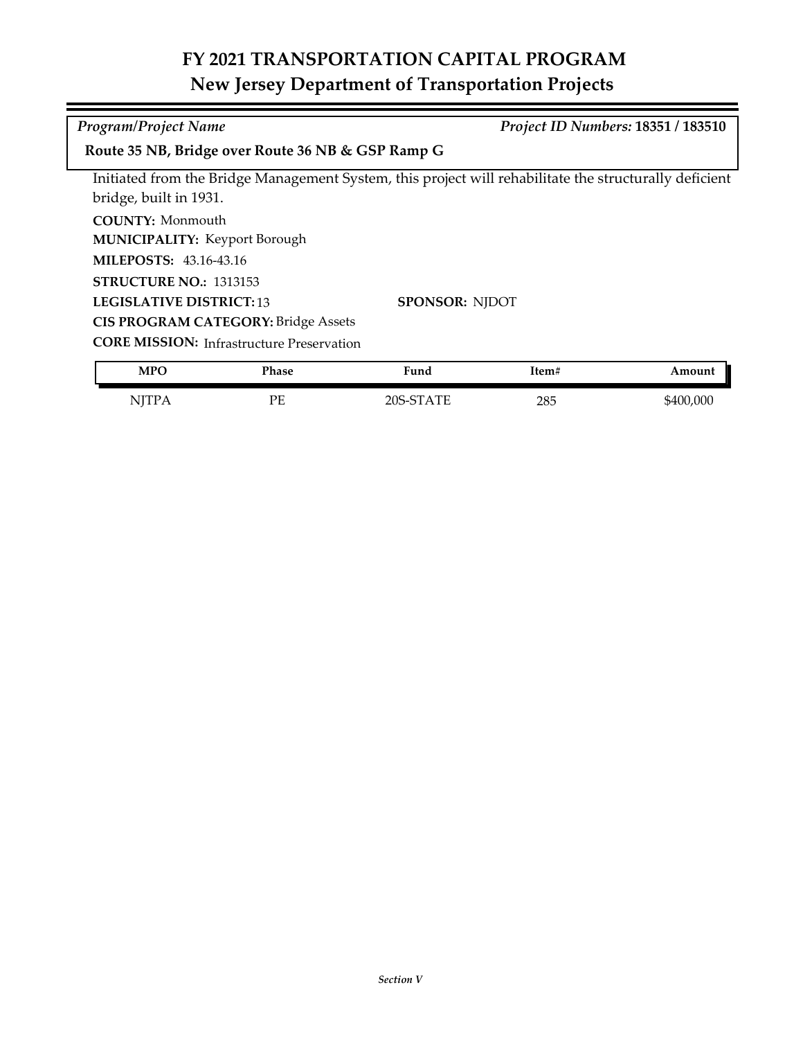# FY 2021 TRANSPORTATION CAPITAL PROGRAM
## New Jersey Department of Transportation Projects

*Program/Project Name* — *Project ID Numbers:* **18351 / 183510**

**Route 35 NB, Bridge over Route 36 NB & GSP Ramp G**

Initiated from the Bridge Management System, this project will rehabilitate the structurally deficient bridge, built in 1931.

**COUNTY:** Monmouth
**MUNICIPALITY:** Keyport Borough
**MILEPOSTS:** 43.16-43.16
**STRUCTURE NO.:** 1313153
**LEGISLATIVE DISTRICT:** 13
**SPONSOR:** NJDOT
**CIS PROGRAM CATEGORY:** Bridge Assets
**CORE MISSION:** Infrastructure Preservation

| MPO | Phase | Fund | Item# | Amount |
|---|---|---|---|---|
| NJTPA | PE | 20S-STATE | 285 | $400,000 |